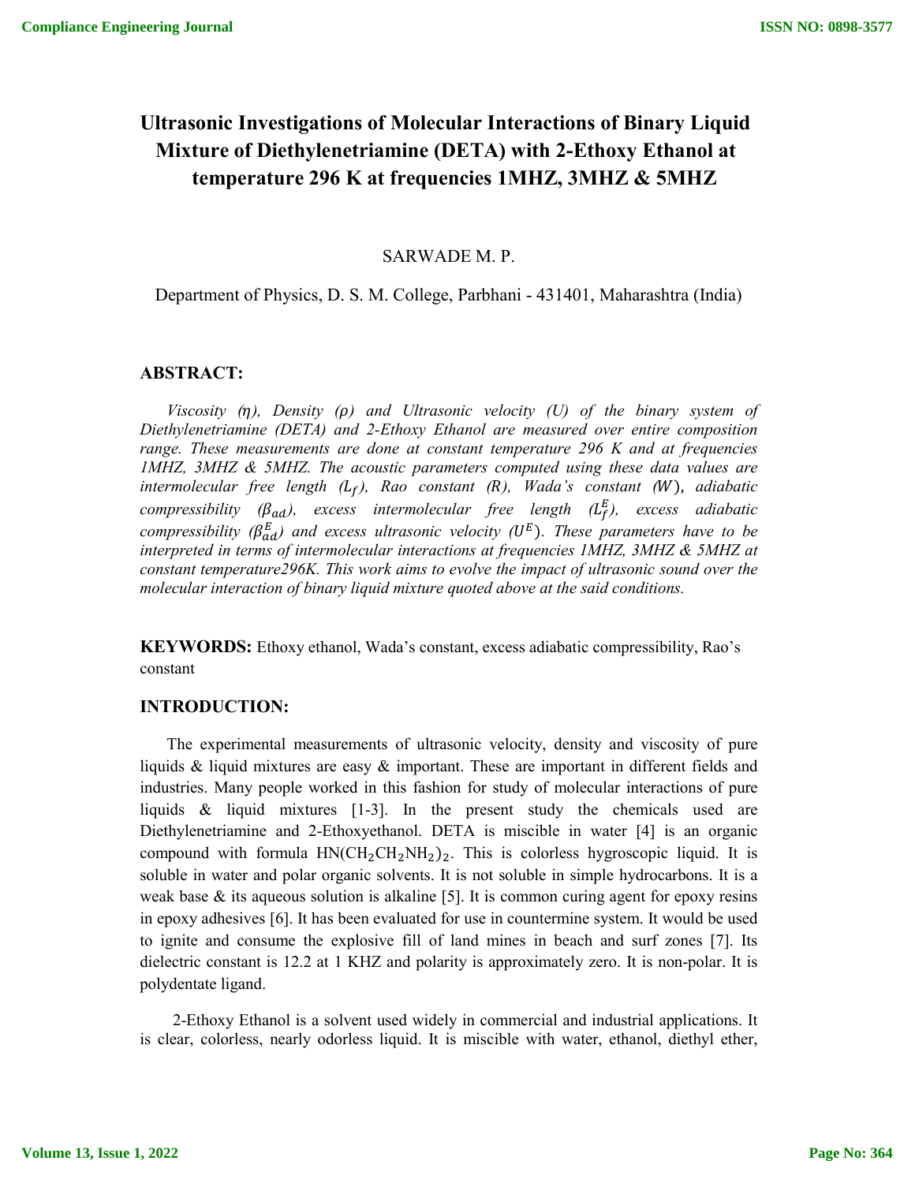# Ultrasonic Investigations of Molecular Interactions of Binary Liquid Mixture of Diethylenetriamine (DETA) with 2-Ethoxy Ethanol at temperature 296 K at frequencies 1MHZ, 3MHZ & 5MHZ

SARWADE M. P.

Department of Physics, D. S. M. College, Parbhani - 431401, Maharashtra (India)

## ABSTRACT:

*Viscosity (η), Density (ρ) and Ultrasonic velocity (U) of the binary system of Diethylenetriamine (DETA) and 2-Ethoxy Ethanol are measured over entire composition range. These measurements are done at constant temperature 296 K and at frequencies 1MHZ, 3MHZ & 5MHZ. The acoustic parameters computed using these data values are intermolecular free length ($L_f$), Rao constant (R), Wada's constant (W), adiabatic compressibility ($\beta_{ad}$), excess intermolecular free length ($L_f^E$), excess adiabatic compressibility ($\beta_{ad}^E$) and excess ultrasonic velocity ($U^E$). These parameters have to be interpreted in terms of intermolecular interactions at frequencies 1MHZ, 3MHZ & 5MHZ at constant temperature296K. This work aims to evolve the impact of ultrasonic sound over the molecular interaction of binary liquid mixture quoted above at the said conditions.*

**KEYWORDS:** Ethoxy ethanol, Wada's constant, excess adiabatic compressibility, Rao's constant

## INTRODUCTION:

The experimental measurements of ultrasonic velocity, density and viscosity of pure liquids & liquid mixtures are easy & important. These are important in different fields and industries. Many people worked in this fashion for study of molecular interactions of pure liquids & liquid mixtures [1-3]. In the present study the chemicals used are Diethylenetriamine and 2-Ethoxyethanol. DETA is miscible in water [4] is an organic compound with formula $HN(CH_2CH_2NH_2)_2$. This is colorless hygroscopic liquid. It is soluble in water and polar organic solvents. It is not soluble in simple hydrocarbons. It is a weak base & its aqueous solution is alkaline [5]. It is common curing agent for epoxy resins in epoxy adhesives [6]. It has been evaluated for use in countermine system. It would be used to ignite and consume the explosive fill of land mines in beach and surf zones [7]. Its dielectric constant is 12.2 at 1 KHZ and polarity is approximately zero. It is non-polar. It is polydentate ligand.

2-Ethoxy Ethanol is a solvent used widely in commercial and industrial applications. It is clear, colorless, nearly odorless liquid. It is miscible with water, ethanol, diethyl ether,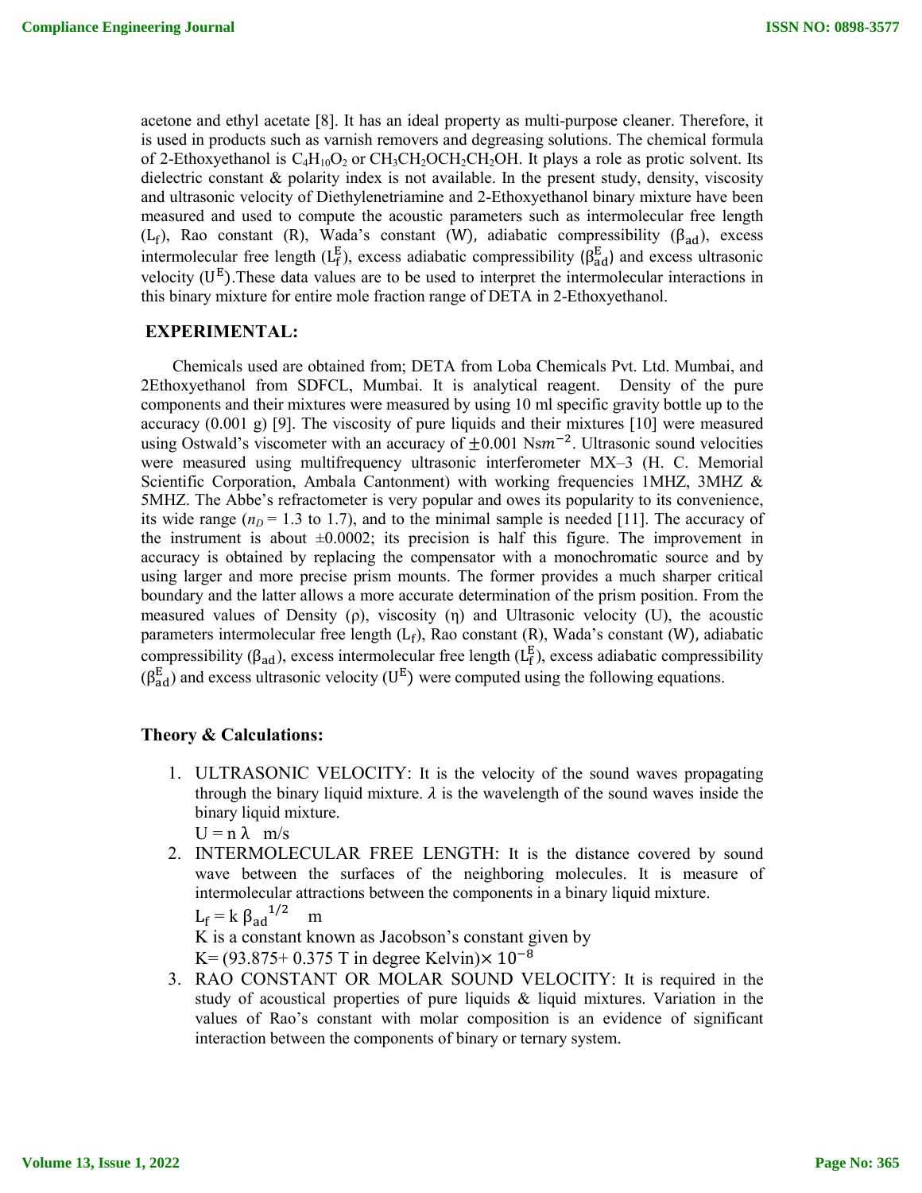acetone and ethyl acetate [8]. It has an ideal property as multi-purpose cleaner. Therefore, it is used in products such as varnish removers and degreasing solutions. The chemical formula of 2-Ethoxyethanol is $C_4H_{10}O_2$ or $CH_3CH_2OCH_2CH_2OH$. It plays a role as protic solvent. Its dielectric constant & polarity index is not available. In the present study, density, viscosity and ultrasonic velocity of Diethylenetriamine and 2-Ethoxyethanol binary mixture have been measured and used to compute the acoustic parameters such as intermolecular free length ($L_f$), Rao constant (R), Wada's constant (W), adiabatic compressibility ($\beta_{ad}$), excess intermolecular free length ($L_f^E$), excess adiabatic compressibility ($\beta_{ad}^E$) and excess ultrasonic velocity ($U^E$).These data values are to be used to interpret the intermolecular interactions in this binary mixture for entire mole fraction range of DETA in 2-Ethoxyethanol.

## EXPERIMENTAL:

Chemicals used are obtained from; DETA from Loba Chemicals Pvt. Ltd. Mumbai, and 2Ethoxyethanol from SDFCL, Mumbai. It is analytical reagent. Density of the pure components and their mixtures were measured by using 10 ml specific gravity bottle up to the accuracy (0.001 g) [9]. The viscosity of pure liquids and their mixtures [10] were measured using Ostwald's viscometer with an accuracy of $\pm 0.001$ $Nsm^{-2}$. Ultrasonic sound velocities were measured using multifrequency ultrasonic interferometer MX–3 (H. C. Memorial Scientific Corporation, Ambala Cantonment) with working frequencies 1MHZ, 3MHZ & 5MHZ. The Abbe's refractometer is very popular and owes its popularity to its convenience, its wide range ($n_D$ = 1.3 to 1.7), and to the minimal sample is needed [11]. The accuracy of the instrument is about ±0.0002; its precision is half this figure. The improvement in accuracy is obtained by replacing the compensator with a monochromatic source and by using larger and more precise prism mounts. The former provides a much sharper critical boundary and the latter allows a more accurate determination of the prism position. From the measured values of Density (ρ), viscosity (η) and Ultrasonic velocity (U), the acoustic parameters intermolecular free length ($L_f$), Rao constant (R), Wada's constant (W), adiabatic compressibility ($\beta_{ad}$), excess intermolecular free length ($L_f^E$), excess adiabatic compressibility ($\beta_{ad}^E$) and excess ultrasonic velocity ($U^E$) were computed using the following equations.

## Theory & Calculations:

1. ULTRASONIC VELOCITY: It is the velocity of the sound waves propagating through the binary liquid mixture. $\lambda$ is the wavelength of the sound waves inside the binary liquid mixture.
   $U = n\,\lambda$ m/s
2. INTERMOLECULAR FREE LENGTH: It is the distance covered by sound wave between the surfaces of the neighboring molecules. It is measure of intermolecular attractions between the components in a binary liquid mixture.
   $L_f = k\,\beta_{ad}^{1/2}$ m
   K is a constant known as Jacobson's constant given by
   K= (93.875+ 0.375 T in degree Kelvin)$\times 10^{-8}$
3. RAO CONSTANT OR MOLAR SOUND VELOCITY: It is required in the study of acoustical properties of pure liquids & liquid mixtures. Variation in the values of Rao's constant with molar composition is an evidence of significant interaction between the components of binary or ternary system.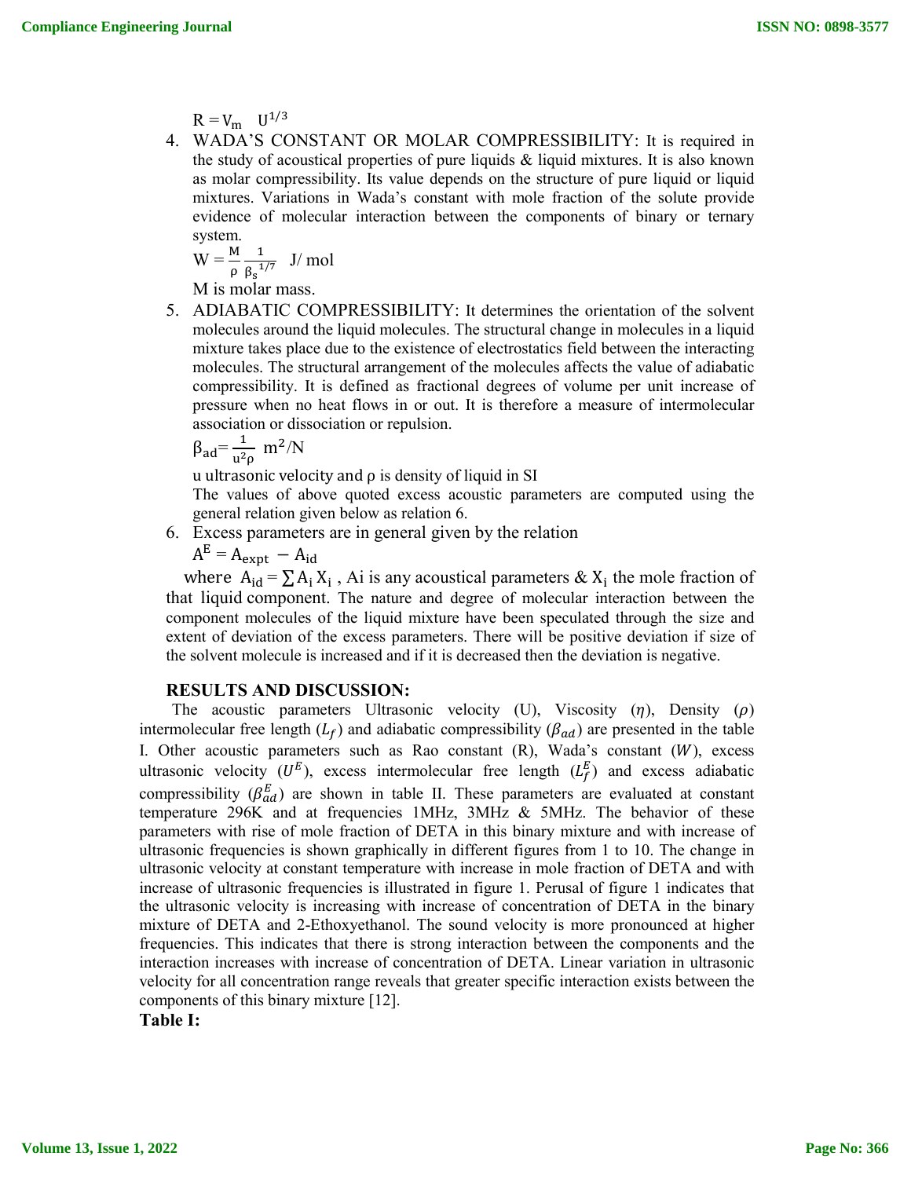$R = V_m \quad U^{1/3}$

4. WADA'S CONSTANT OR MOLAR COMPRESSIBILITY: It is required in the study of acoustical properties of pure liquids & liquid mixtures. It is also known as molar compressibility. Its value depends on the structure of pure liquid or liquid mixtures. Variations in Wada's constant with mole fraction of the solute provide evidence of molecular interaction between the components of binary or ternary system.

   $W = \frac{M}{\rho} \frac{1}{{\beta_s}^{1/7}}$ J/ mol

   M is molar mass.

5. ADIABATIC COMPRESSIBILITY: It determines the orientation of the solvent molecules around the liquid molecules. The structural change in molecules in a liquid mixture takes place due to the existence of electrostatics field between the interacting molecules. The structural arrangement of the molecules affects the value of adiabatic compressibility. It is defined as fractional degrees of volume per unit increase of pressure when no heat flows in or out. It is therefore a measure of intermolecular association or dissociation or repulsion.

   $\beta_{ad} = \frac{1}{u^2 \rho}$ $m^2/N$

   u ultrasonic velocity and ρ is density of liquid in SI

   The values of above quoted excess acoustic parameters are computed using the general relation given below as relation 6.

6. Excess parameters are in general given by the relation

   $A^E = A_{expt} - A_{id}$

   where $A_{id} = \sum A_i X_i$ , Ai is any acoustical parameters & $X_i$ the mole fraction of that liquid component. The nature and degree of molecular interaction between the component molecules of the liquid mixture have been speculated through the size and extent of deviation of the excess parameters. There will be positive deviation if size of the solvent molecule is increased and if it is decreased then the deviation is negative.

## RESULTS AND DISCUSSION:

The acoustic parameters Ultrasonic velocity (U), Viscosity ($\eta$), Density ($\rho$) intermolecular free length ($L_f$) and adiabatic compressibility ($\beta_{ad}$) are presented in the table I. Other acoustic parameters such as Rao constant (R), Wada's constant ($W$), excess ultrasonic velocity ($U^E$), excess intermolecular free length ($L_f^E$) and excess adiabatic compressibility ($\beta_{ad}^E$) are shown in table II. These parameters are evaluated at constant temperature 296K and at frequencies 1MHz, 3MHz & 5MHz. The behavior of these parameters with rise of mole fraction of DETA in this binary mixture and with increase of ultrasonic frequencies is shown graphically in different figures from 1 to 10. The change in ultrasonic velocity at constant temperature with increase in mole fraction of DETA and with increase of ultrasonic frequencies is illustrated in figure 1. Perusal of figure 1 indicates that the ultrasonic velocity is increasing with increase of concentration of DETA in the binary mixture of DETA and 2-Ethoxyethanol. The sound velocity is more pronounced at higher frequencies. This indicates that there is strong interaction between the components and the interaction increases with increase of concentration of DETA. Linear variation in ultrasonic velocity for all concentration range reveals that greater specific interaction exists between the components of this binary mixture [12].

**Table I:**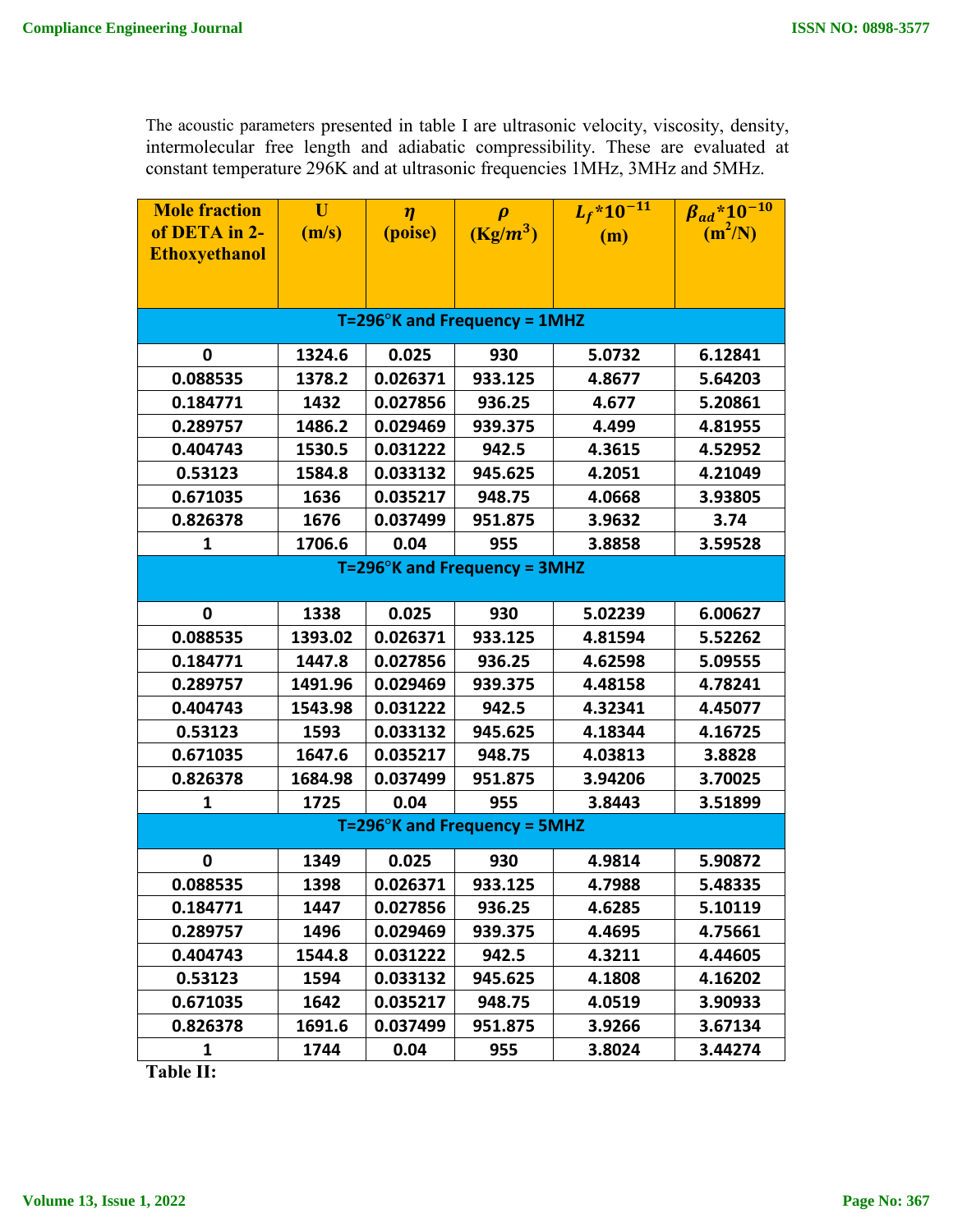The acoustic parameters presented in table I are ultrasonic velocity, viscosity, density, intermolecular free length and adiabatic compressibility. These are evaluated at constant temperature 296K and at ultrasonic frequencies 1MHz, 3MHz and 5MHz.

| Mole fraction of DETA in 2-Ethoxyethanol | U (m/s) | $\eta$ (poise) | $\rho$ (Kg/$m^3$) | $L_f$*$10^{-11}$ (m) | $\beta_{ad}$*$10^{-10}$ ($m^2$/N) |
|---|---|---|---|---|---|
| **T=296°K and Frequency = 1MHZ** | | | | | |
| 0 | 1324.6 | 0.025 | 930 | 5.0732 | 6.12841 |
| 0.088535 | 1378.2 | 0.026371 | 933.125 | 4.8677 | 5.64203 |
| 0.184771 | 1432 | 0.027856 | 936.25 | 4.677 | 5.20861 |
| 0.289757 | 1486.2 | 0.029469 | 939.375 | 4.499 | 4.81955 |
| 0.404743 | 1530.5 | 0.031222 | 942.5 | 4.3615 | 4.52952 |
| 0.53123 | 1584.8 | 0.033132 | 945.625 | 4.2051 | 4.21049 |
| 0.671035 | 1636 | 0.035217 | 948.75 | 4.0668 | 3.93805 |
| 0.826378 | 1676 | 0.037499 | 951.875 | 3.9632 | 3.74 |
| 1 | 1706.6 | 0.04 | 955 | 3.8858 | 3.59528 |
| **T=296°K and Frequency = 3MHZ** | | | | | |
| 0 | 1338 | 0.025 | 930 | 5.02239 | 6.00627 |
| 0.088535 | 1393.02 | 0.026371 | 933.125 | 4.81594 | 5.52262 |
| 0.184771 | 1447.8 | 0.027856 | 936.25 | 4.62598 | 5.09555 |
| 0.289757 | 1491.96 | 0.029469 | 939.375 | 4.48158 | 4.78241 |
| 0.404743 | 1543.98 | 0.031222 | 942.5 | 4.32341 | 4.45077 |
| 0.53123 | 1593 | 0.033132 | 945.625 | 4.18344 | 4.16725 |
| 0.671035 | 1647.6 | 0.035217 | 948.75 | 4.03813 | 3.8828 |
| 0.826378 | 1684.98 | 0.037499 | 951.875 | 3.94206 | 3.70025 |
| 1 | 1725 | 0.04 | 955 | 3.8443 | 3.51899 |
| **T=296°K and Frequency = 5MHZ** | | | | | |
| 0 | 1349 | 0.025 | 930 | 4.9814 | 5.90872 |
| 0.088535 | 1398 | 0.026371 | 933.125 | 4.7988 | 5.48335 |
| 0.184771 | 1447 | 0.027856 | 936.25 | 4.6285 | 5.10119 |
| 0.289757 | 1496 | 0.029469 | 939.375 | 4.4695 | 4.75661 |
| 0.404743 | 1544.8 | 0.031222 | 942.5 | 4.3211 | 4.44605 |
| 0.53123 | 1594 | 0.033132 | 945.625 | 4.1808 | 4.16202 |
| 0.671035 | 1642 | 0.035217 | 948.75 | 4.0519 | 3.90933 |
| 0.826378 | 1691.6 | 0.037499 | 951.875 | 3.9266 | 3.67134 |
| 1 | 1744 | 0.04 | 955 | 3.8024 | 3.44274 |

**Table II:**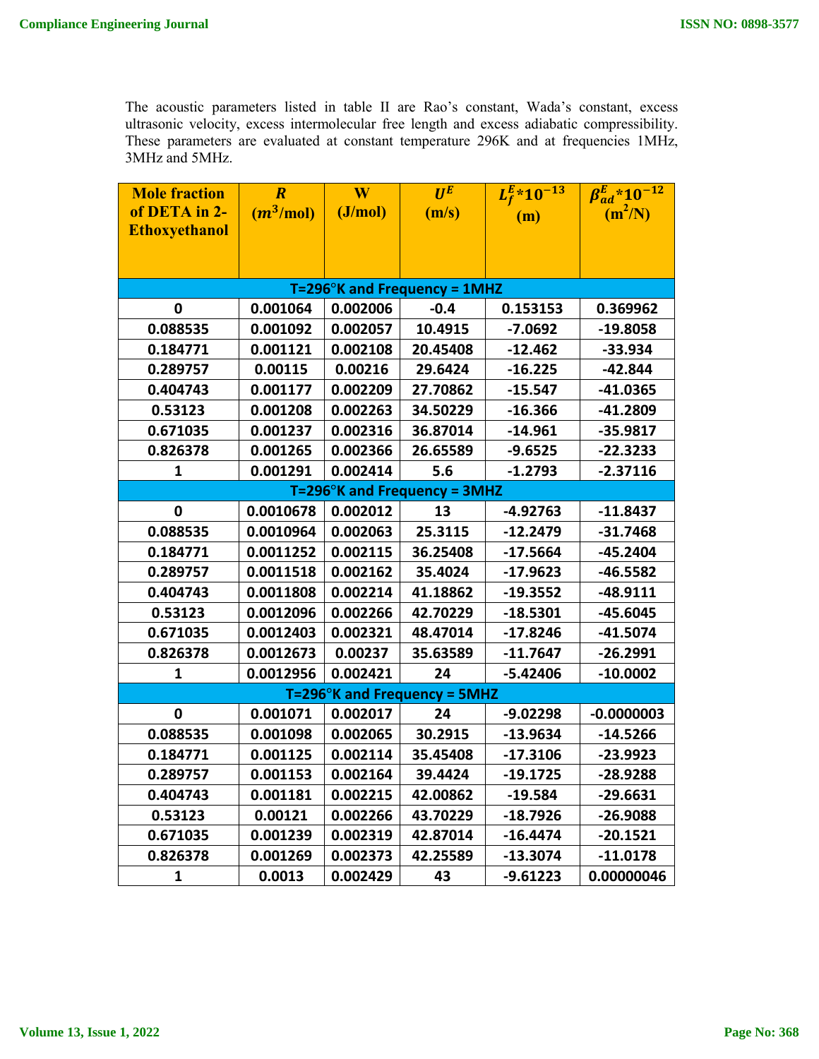The acoustic parameters listed in table II are Rao's constant, Wada's constant, excess ultrasonic velocity, excess intermolecular free length and excess adiabatic compressibility. These parameters are evaluated at constant temperature 296K and at frequencies 1MHz, 3MHz and 5MHz.

| Mole fraction of DETA in 2-Ethoxyethanol | $R$ ($m^3$/mol) | W (J/mol) | $U^E$ (m/s) | $L_f^E$*$10^{-13}$ (m) | $\beta_{ad}^E$*$10^{-12}$ (m$^2$/N) |
|---|---|---|---|---|---|
| **T=296°K and Frequency = 1MHZ** | | | | | |
| 0 | 0.001064 | 0.002006 | -0.4 | 0.153153 | 0.369962 |
| 0.088535 | 0.001092 | 0.002057 | 10.4915 | -7.0692 | -19.8058 |
| 0.184771 | 0.001121 | 0.002108 | 20.45408 | -12.462 | -33.934 |
| 0.289757 | 0.00115 | 0.00216 | 29.6424 | -16.225 | -42.844 |
| 0.404743 | 0.001177 | 0.002209 | 27.70862 | -15.547 | -41.0365 |
| 0.53123 | 0.001208 | 0.002263 | 34.50229 | -16.366 | -41.2809 |
| 0.671035 | 0.001237 | 0.002316 | 36.87014 | -14.961 | -35.9817 |
| 0.826378 | 0.001265 | 0.002366 | 26.65589 | -9.6525 | -22.3233 |
| 1 | 0.001291 | 0.002414 | 5.6 | -1.2793 | -2.37116 |
| **T=296°K and Frequency = 3MHZ** | | | | | |
| 0 | 0.0010678 | 0.002012 | 13 | -4.92763 | -11.8437 |
| 0.088535 | 0.0010964 | 0.002063 | 25.3115 | -12.2479 | -31.7468 |
| 0.184771 | 0.0011252 | 0.002115 | 36.25408 | -17.5664 | -45.2404 |
| 0.289757 | 0.0011518 | 0.002162 | 35.4024 | -17.9623 | -46.5582 |
| 0.404743 | 0.0011808 | 0.002214 | 41.18862 | -19.3552 | -48.9111 |
| 0.53123 | 0.0012096 | 0.002266 | 42.70229 | -18.5301 | -45.6045 |
| 0.671035 | 0.0012403 | 0.002321 | 48.47014 | -17.8246 | -41.5074 |
| 0.826378 | 0.0012673 | 0.00237 | 35.63589 | -11.7647 | -26.2991 |
| 1 | 0.0012956 | 0.002421 | 24 | -5.42406 | -10.0002 |
| **T=296°K and Frequency = 5MHZ** | | | | | |
| 0 | 0.001071 | 0.002017 | 24 | -9.02298 | -0.0000003 |
| 0.088535 | 0.001098 | 0.002065 | 30.2915 | -13.9634 | -14.5266 |
| 0.184771 | 0.001125 | 0.002114 | 35.45408 | -17.3106 | -23.9923 |
| 0.289757 | 0.001153 | 0.002164 | 39.4424 | -19.1725 | -28.9288 |
| 0.404743 | 0.001181 | 0.002215 | 42.00862 | -19.584 | -29.6631 |
| 0.53123 | 0.00121 | 0.002266 | 43.70229 | -18.7926 | -26.9088 |
| 0.671035 | 0.001239 | 0.002319 | 42.87014 | -16.4474 | -20.1521 |
| 0.826378 | 0.001269 | 0.002373 | 42.25589 | -13.3074 | -11.0178 |
| 1 | 0.0013 | 0.002429 | 43 | -9.61223 | 0.00000046 |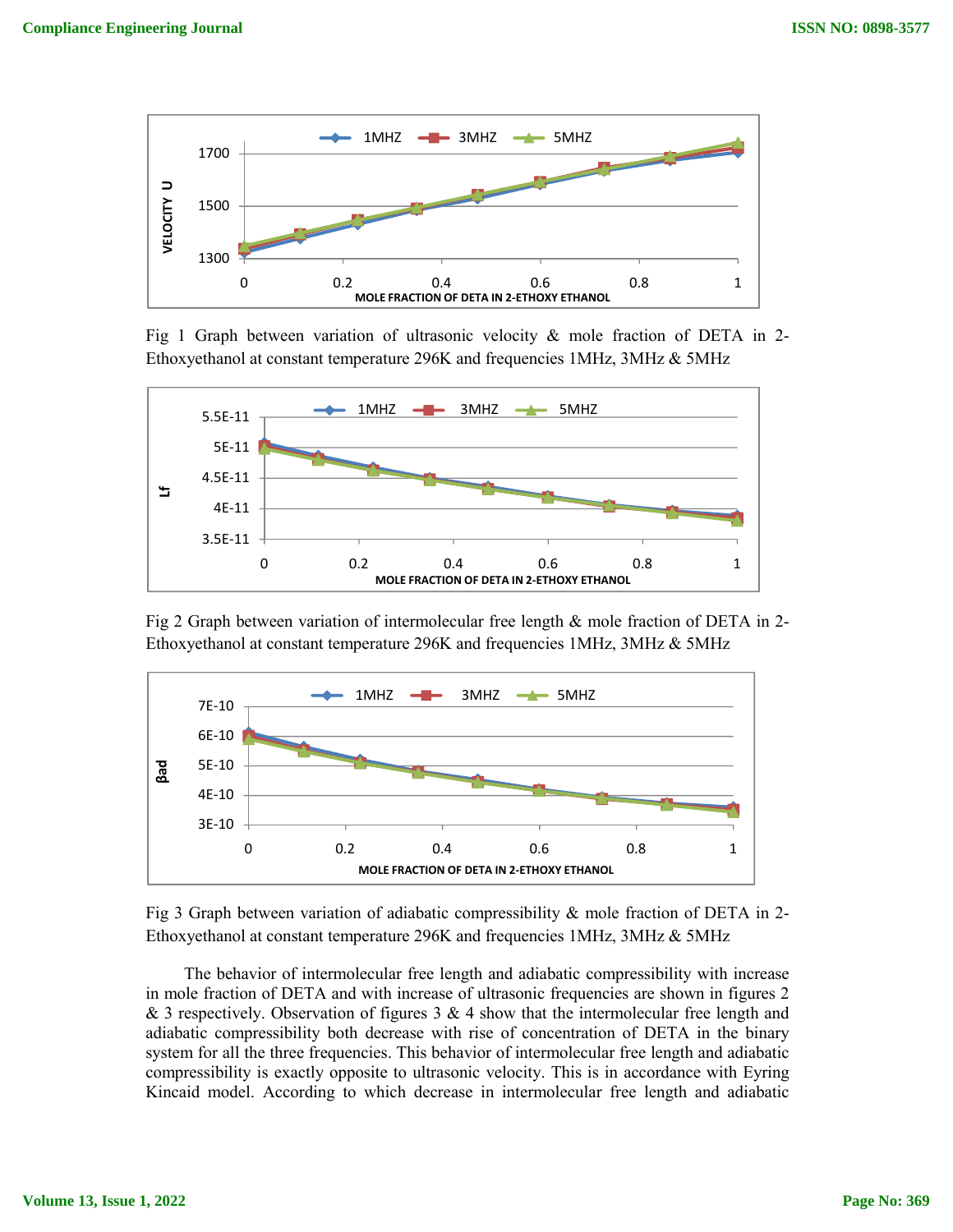Fig 1 Graph between variation of ultrasonic velocity & mole fraction of DETA in 2-Ethoxyethanol at constant temperature 296K and frequencies 1MHz, 3MHz & 5MHz

Fig 2 Graph between variation of intermolecular free length & mole fraction of DETA in 2-Ethoxyethanol at constant temperature 296K and frequencies 1MHz, 3MHz & 5MHz

Fig 3 Graph between variation of adiabatic compressibility & mole fraction of DETA in 2-Ethoxyethanol at constant temperature 296K and frequencies 1MHz, 3MHz & 5MHz

The behavior of intermolecular free length and adiabatic compressibility with increase in mole fraction of DETA and with increase of ultrasonic frequencies are shown in figures 2 & 3 respectively. Observation of figures 3 & 4 show that the intermolecular free length and adiabatic compressibility both decrease with rise of concentration of DETA in the binary system for all the three frequencies. This behavior of intermolecular free length and adiabatic compressibility is exactly opposite to ultrasonic velocity. This is in accordance with Eyring Kincaid model. According to which decrease in intermolecular free length and adiabatic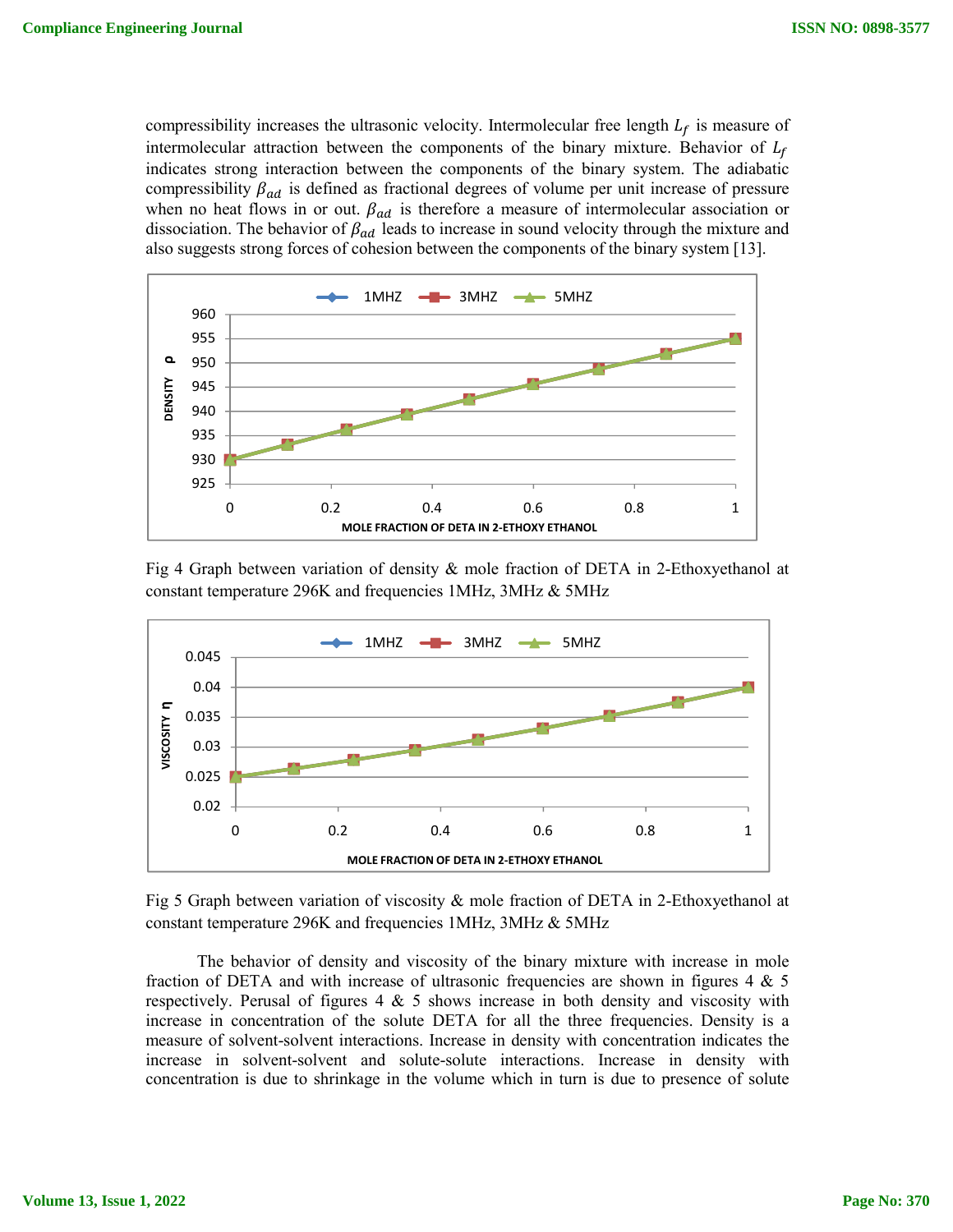compressibility increases the ultrasonic velocity. Intermolecular free length $L_f$ is measure of intermolecular attraction between the components of the binary mixture. Behavior of $L_f$ indicates strong interaction between the components of the binary system. The adiabatic compressibility $\beta_{ad}$ is defined as fractional degrees of volume per unit increase of pressure when no heat flows in or out. $\beta_{ad}$ is therefore a measure of intermolecular association or dissociation. The behavior of $\beta_{ad}$ leads to increase in sound velocity through the mixture and also suggests strong forces of cohesion between the components of the binary system [13].

Fig 4 Graph between variation of density & mole fraction of DETA in 2-Ethoxyethanol at constant temperature 296K and frequencies 1MHz, 3MHz & 5MHz

Fig 5 Graph between variation of viscosity & mole fraction of DETA in 2-Ethoxyethanol at constant temperature 296K and frequencies 1MHz, 3MHz & 5MHz

The behavior of density and viscosity of the binary mixture with increase in mole fraction of DETA and with increase of ultrasonic frequencies are shown in figures 4 & 5 respectively. Perusal of figures 4 & 5 shows increase in both density and viscosity with increase in concentration of the solute DETA for all the three frequencies. Density is a measure of solvent-solvent interactions. Increase in density with concentration indicates the increase in solvent-solvent and solute-solute interactions. Increase in density with concentration is due to shrinkage in the volume which in turn is due to presence of solute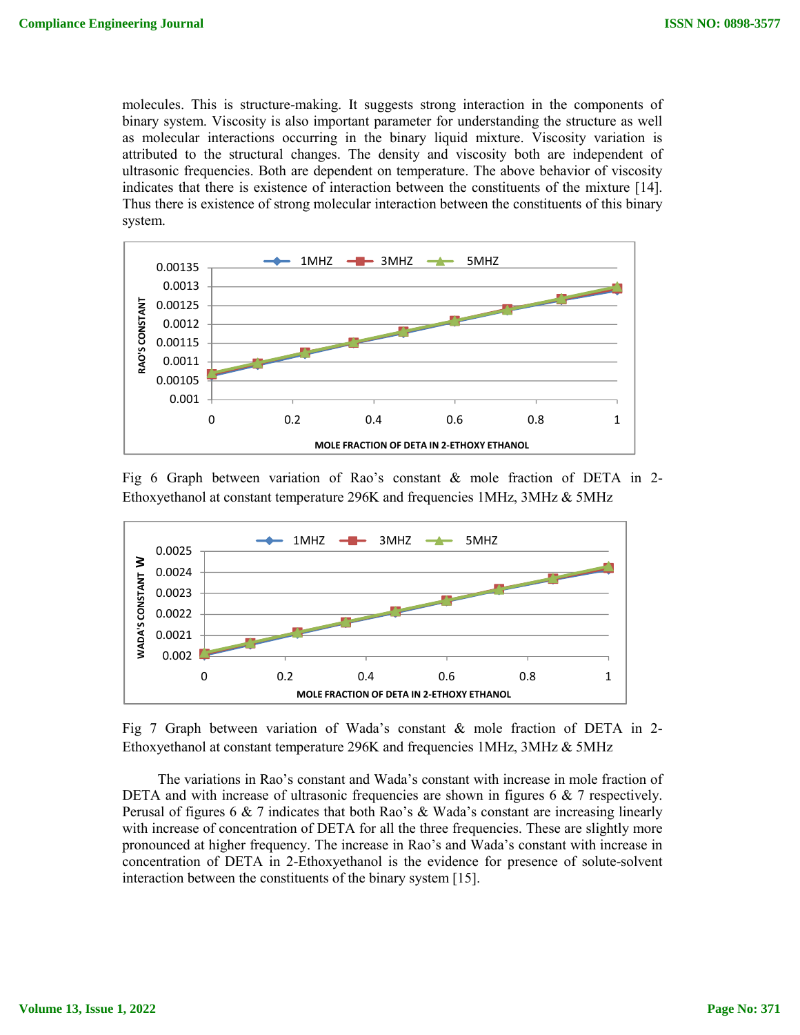molecules. This is structure-making. It suggests strong interaction in the components of binary system. Viscosity is also important parameter for understanding the structure as well as molecular interactions occurring in the binary liquid mixture. Viscosity variation is attributed to the structural changes. The density and viscosity both are independent of ultrasonic frequencies. Both are dependent on temperature. The above behavior of viscosity indicates that there is existence of interaction between the constituents of the mixture [14]. Thus there is existence of strong molecular interaction between the constituents of this binary system.

Fig 6 Graph between variation of Rao's constant & mole fraction of DETA in 2-Ethoxyethanol at constant temperature 296K and frequencies 1MHz, 3MHz & 5MHz

Fig 7 Graph between variation of Wada's constant & mole fraction of DETA in 2-Ethoxyethanol at constant temperature 296K and frequencies 1MHz, 3MHz & 5MHz

The variations in Rao's constant and Wada's constant with increase in mole fraction of DETA and with increase of ultrasonic frequencies are shown in figures 6 & 7 respectively. Perusal of figures 6 & 7 indicates that both Rao's & Wada's constant are increasing linearly with increase of concentration of DETA for all the three frequencies. These are slightly more pronounced at higher frequency. The increase in Rao's and Wada's constant with increase in concentration of DETA in 2-Ethoxyethanol is the evidence for presence of solute-solvent interaction between the constituents of the binary system [15].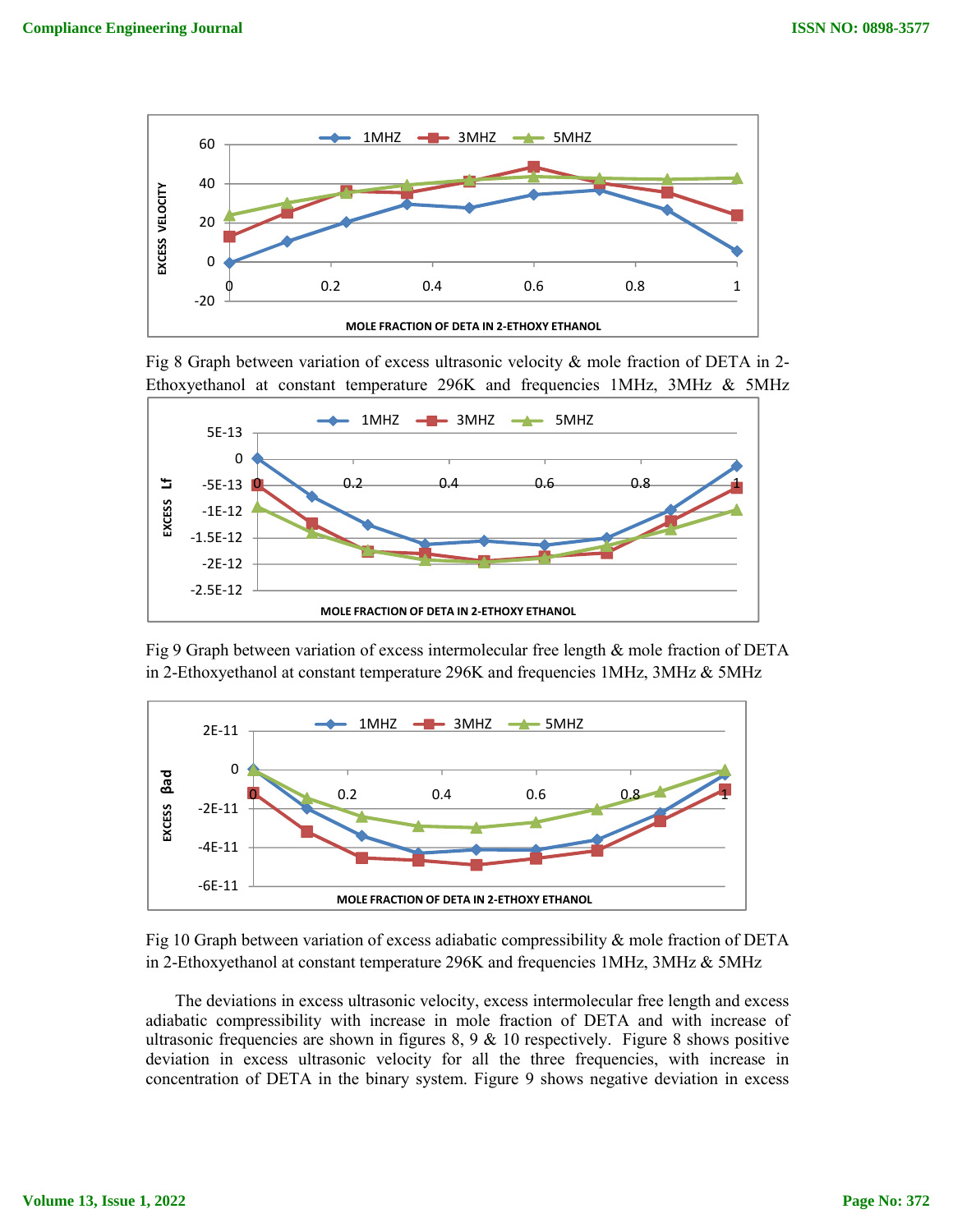Fig 8 Graph between variation of excess ultrasonic velocity & mole fraction of DETA in 2-Ethoxyethanol at constant temperature 296K and frequencies 1MHz, 3MHz & 5MHz

Fig 9 Graph between variation of excess intermolecular free length & mole fraction of DETA in 2-Ethoxyethanol at constant temperature 296K and frequencies 1MHz, 3MHz & 5MHz

Fig 10 Graph between variation of excess adiabatic compressibility & mole fraction of DETA in 2-Ethoxyethanol at constant temperature 296K and frequencies 1MHz, 3MHz & 5MHz

The deviations in excess ultrasonic velocity, excess intermolecular free length and excess adiabatic compressibility with increase in mole fraction of DETA and with increase of ultrasonic frequencies are shown in figures 8, 9 & 10 respectively. Figure 8 shows positive deviation in excess ultrasonic velocity for all the three frequencies, with increase in concentration of DETA in the binary system. Figure 9 shows negative deviation in excess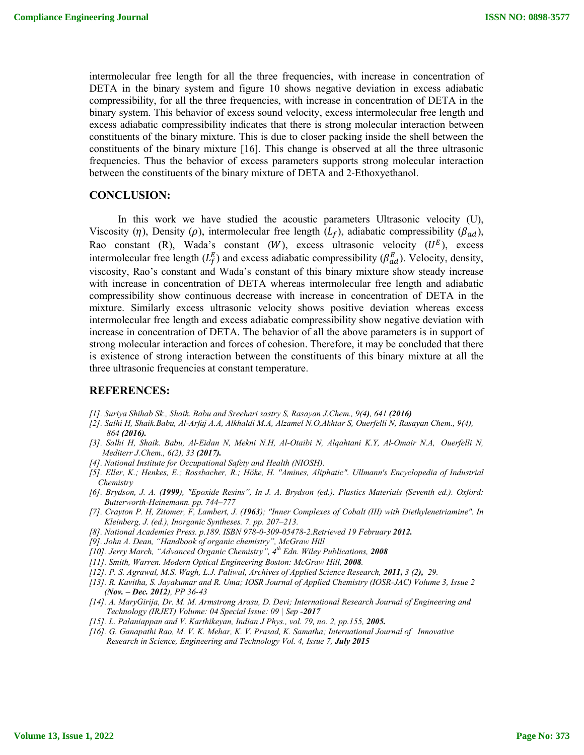intermolecular free length for all the three frequencies, with increase in concentration of DETA in the binary system and figure 10 shows negative deviation in excess adiabatic compressibility, for all the three frequencies, with increase in concentration of DETA in the binary system. This behavior of excess sound velocity, excess intermolecular free length and excess adiabatic compressibility indicates that there is strong molecular interaction between constituents of the binary mixture. This is due to closer packing inside the shell between the constituents of the binary mixture [16]. This change is observed at all the three ultrasonic frequencies. Thus the behavior of excess parameters supports strong molecular interaction between the constituents of the binary mixture of DETA and 2-Ethoxyethanol.

## CONCLUSION:

In this work we have studied the acoustic parameters Ultrasonic velocity (U), Viscosity ($\eta$), Density ($\rho$), intermolecular free length ($L_f$), adiabatic compressibility ($\beta_{ad}$), Rao constant (R), Wada's constant ($W$), excess ultrasonic velocity ($U^E$), excess intermolecular free length ($L_f^E$) and excess adiabatic compressibility ($\beta_{ad}^E$). Velocity, density, viscosity, Rao's constant and Wada's constant of this binary mixture show steady increase with increase in concentration of DETA whereas intermolecular free length and adiabatic compressibility show continuous decrease with increase in concentration of DETA in the mixture. Similarly excess ultrasonic velocity shows positive deviation whereas excess intermolecular free length and excess adiabatic compressibility show negative deviation with increase in concentration of DETA. The behavior of all the above parameters is in support of strong molecular interaction and forces of cohesion. Therefore, it may be concluded that there is existence of strong interaction between the constituents of this binary mixture at all the three ultrasonic frequencies at constant temperature.

## REFERENCES:

*[1]. Suriya Shihab Sk., Shaik. Babu and Sreehari sastry S, Rasayan J.Chem., 9(4), 641* ***(2016)***

*[2]. Salhi H, Shaik.Babu, Al-Arfaj A.A, Alkhaldi M.A, Alzamel N.O,Akhtar S, Ouerfelli N, Rasayan Chem., 9(4), 864* ***(2016).***

*[3]. Salhi H, Shaik. Babu, Al-Eidan N, Mekni N.H, Al-Otaibi N, Alqahtani K.Y, Al-Omair N.A, Ouerfelli N, Mediterr J.Chem., 6(2), 33* ***(2017).***

*[4]. National Institute for Occupational Safety and Health (NIOSH).*

*[5]. Eller, K.; Henkes, E.; Rossbacher, R.; Höke, H. "Amines, Aliphatic". Ullmann's Encyclopedia of Industrial Chemistry*

*[6]. Brydson, J. A. (****1999****), "Epoxide Resins", In J. A. Brydson (ed.). Plastics Materials (Seventh ed.). Oxford: Butterworth-Heinemann. pp. 744–777*

*[7]. Crayton P. H, Zitomer, F, Lambert, J. (****1963****); "Inner Complexes of Cobalt (III) with Diethylenetriamine". In Kleinberg, J. (ed.), Inorganic Syntheses. 7. pp. 207–213.*

*[8]. National Academies Press. p.189. ISBN 978-0-309-05478-2.Retrieved 19 February* ***2012.***

*[9]. John A. Dean, "Handbook of organic chemistry", McGraw Hill*

*[10]. Jerry March, "Advanced Organic Chemistry", 4th Edn. Wiley Publications,* ***2008***

*[11]. Smith, Warren. Modern Optical Engineering Boston: McGraw Hill,* ***2008.***

*[12]. P. S. Agrawal, M.S. Wagh, L.J. Paliwal, Archives of Applied Science Research,* ***2011,*** *3 (2),  29.*

*[13]. R. Kavitha, S. Jayakumar and R. Uma; IOSR Journal of Applied Chemistry (IOSR-JAC) Volume 3, Issue 2 (****Nov. – Dec. 2012****), PP 36-43*

*[14]. A. MaryGirija, Dr. M. M. Armstrong Arasu, D. Devi; International Research Journal of Engineering and Technology (IRJET) Volume: 04 Special Issue: 09 | Sep -****2017***

*[15]. L. Palaniappan and V. Karthikeyan, Indian J Phys., vol. 79, no. 2, pp.155,* ***2005.***

*[16]. G. Ganapathi Rao, M. V. K. Mehar, K. V. Prasad, K. Samatha; International Journal of Innovative Research in Science, Engineering and Technology Vol. 4, Issue 7,* ***July 2015***